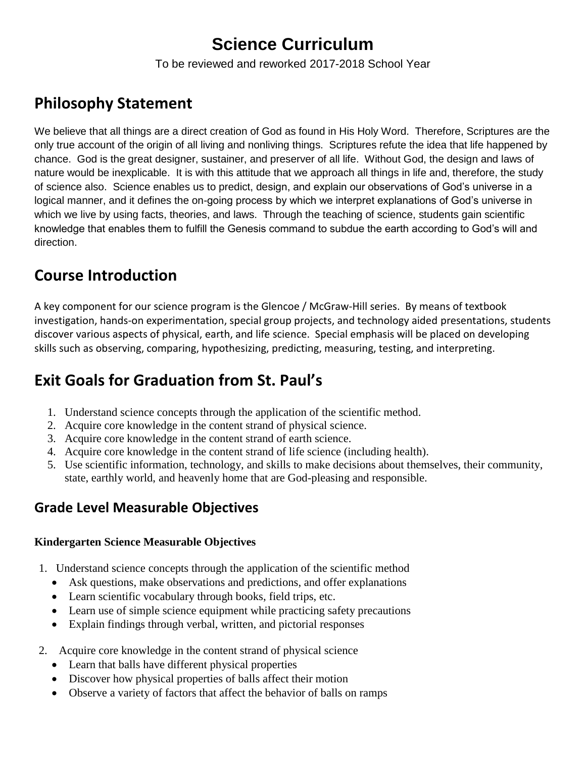# Science Curriculum

To be reviewed and reworked 2017-2018 School Year

## Philosophy Statement

We believe that all things are a direct creation of God as found in His Holy Word. Therefore, Scriptures are the only true account of the origin of all living and nonliving things. Scriptures refute the idea that life happened by chance. God is the great designer, sustainer, and preserver of all life. Without God, the design and laws of nature would be inexplicable. It is with this attitude that we approach all things in life and, therefore, the study of science also. Science enables us to predict, design, and explain our observations of God's universe in a logical manner, and it defines the on-going process by which we interpret explanations of God's universe in which we live by using facts, theories, and laws. Through the teaching of science, students gain scientific knowledge that enables them to fulfill the Genesis command to subdue the earth according to God's will and direction.

## Course Introduction

A key component for our science program is the Glencoe / McGraw-Hill series. By means of textbook investigation, hands-on experimentation, special group projects, and technology aided presentations, students discover various aspects of physical, earth, and life science. Special emphasis will be placed on developing skills such as observing, comparing, hypothesizing, predicting, measuring, testing, and interpreting.

## Exit Goals for Graduation from St. Paul's

1. Understand science concepts through the application of the scientific method.
2. Acquire core knowledge in the content strand of physical science.
3. Acquire core knowledge in the content strand of earth science.
4. Acquire core knowledge in the content strand of life science (including health).
5. Use scientific information, technology, and skills to make decisions about themselves, their community, state, earthly world, and heavenly home that are God-pleasing and responsible.

### Grade Level Measurable Objectives

**Kindergarten Science Measurable Objectives**

1. Understand science concepts through the application of the scientific method
   - Ask questions, make observations and predictions, and offer explanations
   - Learn scientific vocabulary through books, field trips, etc.
   - Learn use of simple science equipment while practicing safety precautions
   - Explain findings through verbal, written, and pictorial responses
2. Acquire core knowledge in the content strand of physical science
   - Learn that balls have different physical properties
   - Discover how physical properties of balls affect their motion
   - Observe a variety of factors that affect the behavior of balls on ramps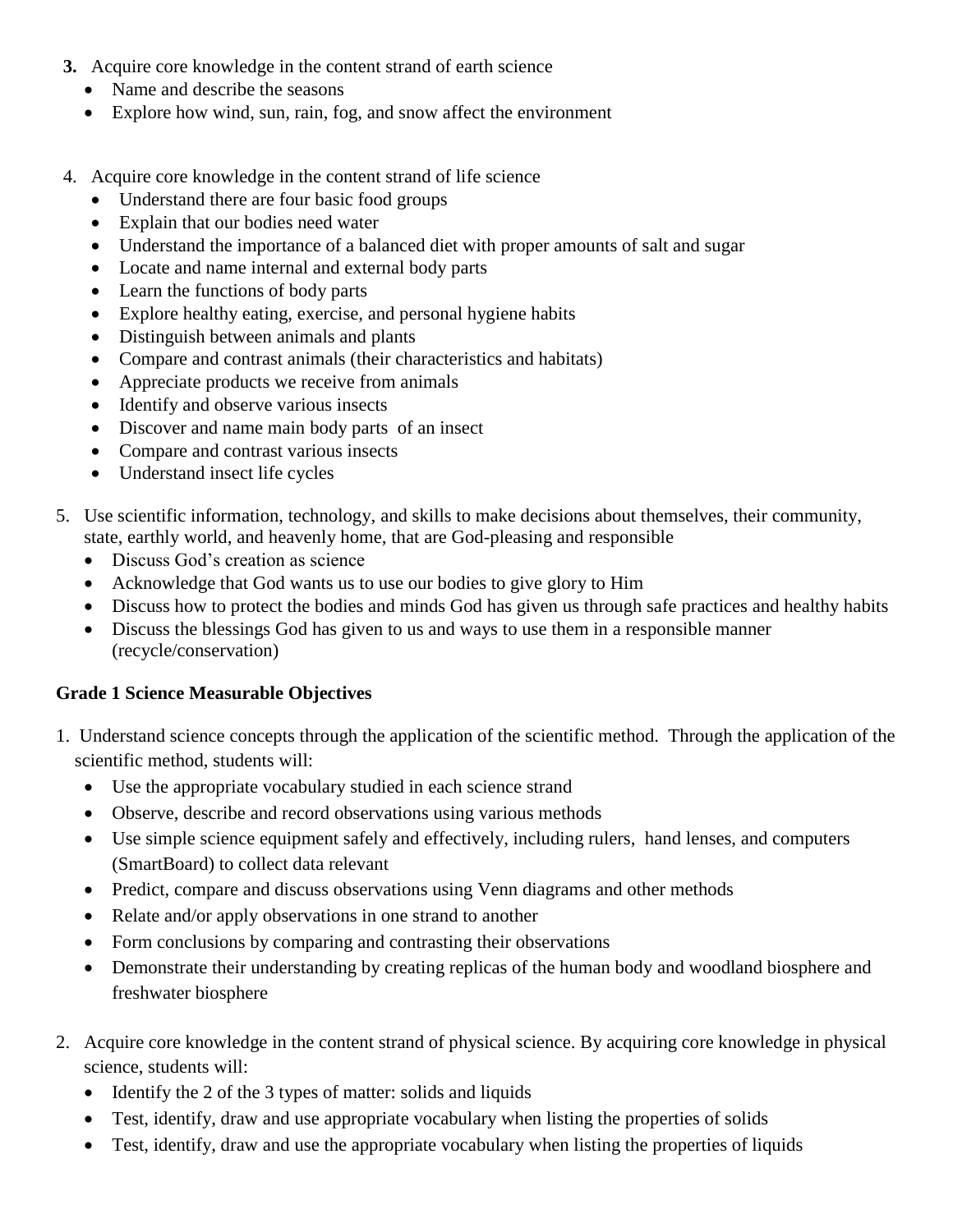**3.** Acquire core knowledge in the content strand of earth science

- Name and describe the seasons
- Explore how wind, sun, rain, fog, and snow affect the environment

4. Acquire core knowledge in the content strand of life science
   - Understand there are four basic food groups
   - Explain that our bodies need water
   - Understand the importance of a balanced diet with proper amounts of salt and sugar
   - Locate and name internal and external body parts
   - Learn the functions of body parts
   - Explore healthy eating, exercise, and personal hygiene habits
   - Distinguish between animals and plants
   - Compare and contrast animals (their characteristics and habitats)
   - Appreciate products we receive from animals
   - Identify and observe various insects
   - Discover and name main body parts of an insect
   - Compare and contrast various insects
   - Understand insect life cycles

5. Use scientific information, technology, and skills to make decisions about themselves, their community, state, earthly world, and heavenly home, that are God-pleasing and responsible
   - Discuss God's creation as science
   - Acknowledge that God wants us to use our bodies to give glory to Him
   - Discuss how to protect the bodies and minds God has given us through safe practices and healthy habits
   - Discuss the blessings God has given to us and ways to use them in a responsible manner (recycle/conservation)

**Grade 1 Science Measurable Objectives**

1. Understand science concepts through the application of the scientific method. Through the application of the scientific method, students will:
   - Use the appropriate vocabulary studied in each science strand
   - Observe, describe and record observations using various methods
   - Use simple science equipment safely and effectively, including rulers, hand lenses, and computers (SmartBoard) to collect data relevant
   - Predict, compare and discuss observations using Venn diagrams and other methods
   - Relate and/or apply observations in one strand to another
   - Form conclusions by comparing and contrasting their observations
   - Demonstrate their understanding by creating replicas of the human body and woodland biosphere and freshwater biosphere

2. Acquire core knowledge in the content strand of physical science. By acquiring core knowledge in physical science, students will:
   - Identify the 2 of the 3 types of matter: solids and liquids
   - Test, identify, draw and use appropriate vocabulary when listing the properties of solids
   - Test, identify, draw and use the appropriate vocabulary when listing the properties of liquids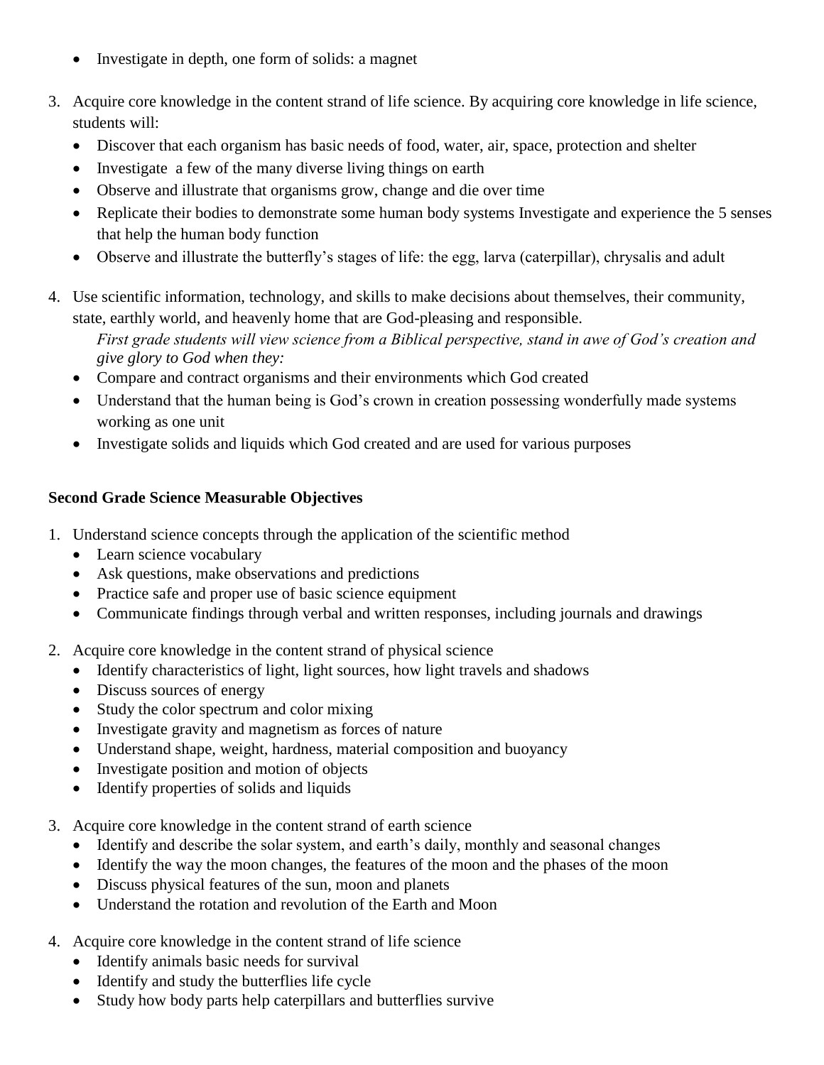- Investigate in depth, one form of solids: a magnet

3. Acquire core knowledge in the content strand of life science. By acquiring core knowledge in life science, students will:
   - Discover that each organism has basic needs of food, water, air, space, protection and shelter
   - Investigate  a few of the many diverse living things on earth
   - Observe and illustrate that organisms grow, change and die over time
   - Replicate their bodies to demonstrate some human body systems Investigate and experience the 5 senses that help the human body function
   - Observe and illustrate the butterfly's stages of life: the egg, larva (caterpillar), chrysalis and adult

4. Use scientific information, technology, and skills to make decisions about themselves, their community, state, earthly world, and heavenly home that are God-pleasing and responsible.
   *First grade students will view science from a Biblical perspective, stand in awe of God's creation and give glory to God when they:*
   - Compare and contract organisms and their environments which God created
   - Understand that the human being is God's crown in creation possessing wonderfully made systems working as one unit
   - Investigate solids and liquids which God created and are used for various purposes

**Second Grade Science Measurable Objectives**

1. Understand science concepts through the application of the scientific method
   - Learn science vocabulary
   - Ask questions, make observations and predictions
   - Practice safe and proper use of basic science equipment
   - Communicate findings through verbal and written responses, including journals and drawings

2. Acquire core knowledge in the content strand of physical science
   - Identify characteristics of light, light sources, how light travels and shadows
   - Discuss sources of energy
   - Study the color spectrum and color mixing
   - Investigate gravity and magnetism as forces of nature
   - Understand shape, weight, hardness, material composition and buoyancy
   - Investigate position and motion of objects
   - Identify properties of solids and liquids

3. Acquire core knowledge in the content strand of earth science
   - Identify and describe the solar system, and earth's daily, monthly and seasonal changes
   - Identify the way the moon changes, the features of the moon and the phases of the moon
   - Discuss physical features of the sun, moon and planets
   - Understand the rotation and revolution of the Earth and Moon

4. Acquire core knowledge in the content strand of life science
   - Identify animals basic needs for survival
   - Identify and study the butterflies life cycle
   - Study how body parts help caterpillars and butterflies survive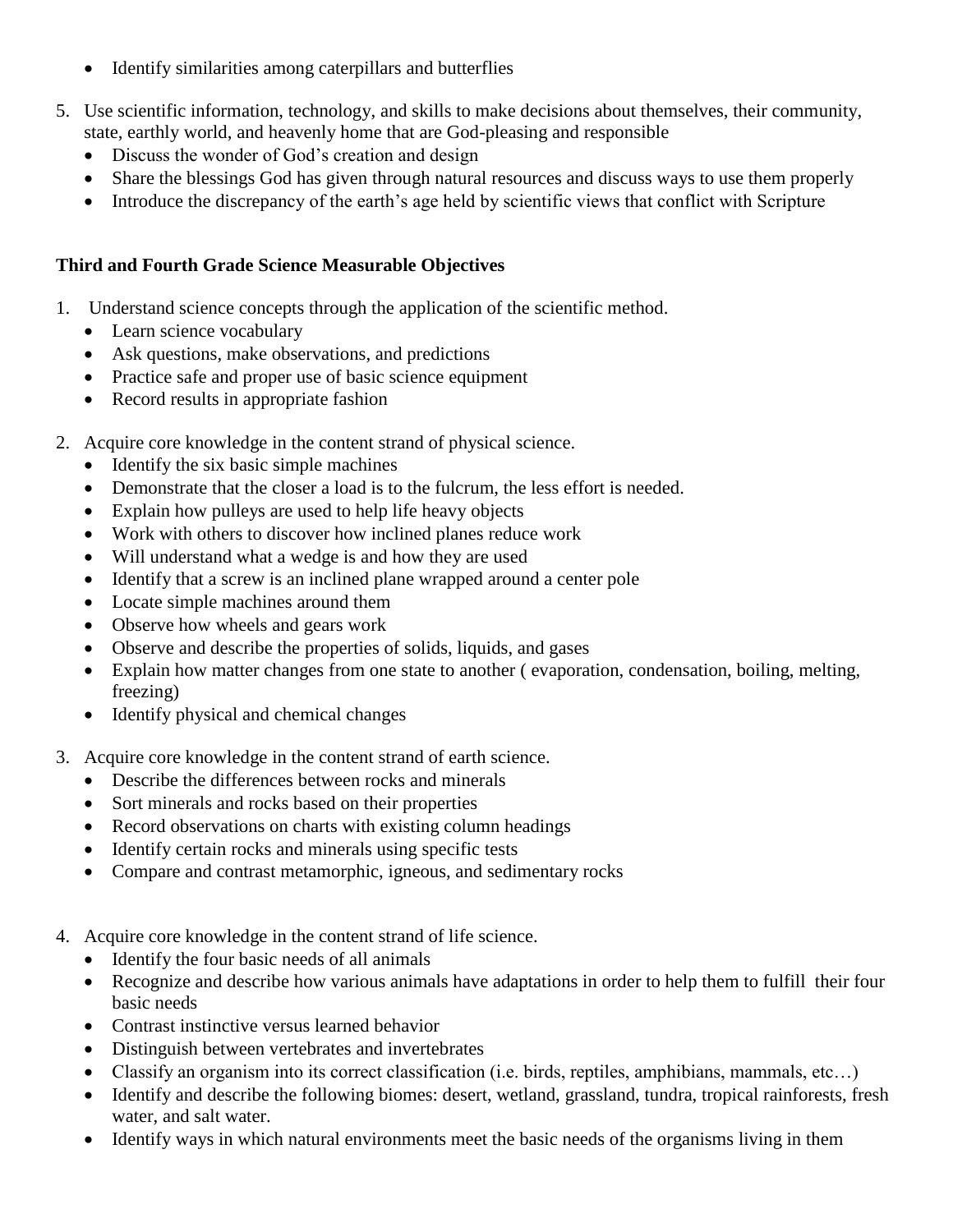- Identify similarities among caterpillars and butterflies

5. Use scientific information, technology, and skills to make decisions about themselves, their community, state, earthly world, and heavenly home that are God-pleasing and responsible
   - Discuss the wonder of God's creation and design
   - Share the blessings God has given through natural resources and discuss ways to use them properly
   - Introduce the discrepancy of the earth's age held by scientific views that conflict with Scripture

**Third and Fourth Grade Science Measurable Objectives**

1. Understand science concepts through the application of the scientific method.
   - Learn science vocabulary
   - Ask questions, make observations, and predictions
   - Practice safe and proper use of basic science equipment
   - Record results in appropriate fashion

2. Acquire core knowledge in the content strand of physical science.
   - Identify the six basic simple machines
   - Demonstrate that the closer a load is to the fulcrum, the less effort is needed.
   - Explain how pulleys are used to help life heavy objects
   - Work with others to discover how inclined planes reduce work
   - Will understand what a wedge is and how they are used
   - Identify that a screw is an inclined plane wrapped around a center pole
   - Locate simple machines around them
   - Observe how wheels and gears work
   - Observe and describe the properties of solids, liquids, and gases
   - Explain how matter changes from one state to another ( evaporation, condensation, boiling, melting, freezing)
   - Identify physical and chemical changes

3. Acquire core knowledge in the content strand of earth science.
   - Describe the differences between rocks and minerals
   - Sort minerals and rocks based on their properties
   - Record observations on charts with existing column headings
   - Identify certain rocks and minerals using specific tests
   - Compare and contrast metamorphic, igneous, and sedimentary rocks

4. Acquire core knowledge in the content strand of life science.
   - Identify the four basic needs of all animals
   - Recognize and describe how various animals have adaptations in order to help them to fulfill their four basic needs
   - Contrast instinctive versus learned behavior
   - Distinguish between vertebrates and invertebrates
   - Classify an organism into its correct classification (i.e. birds, reptiles, amphibians, mammals, etc…)
   - Identify and describe the following biomes: desert, wetland, grassland, tundra, tropical rainforests, fresh water, and salt water.
   - Identify ways in which natural environments meet the basic needs of the organisms living in them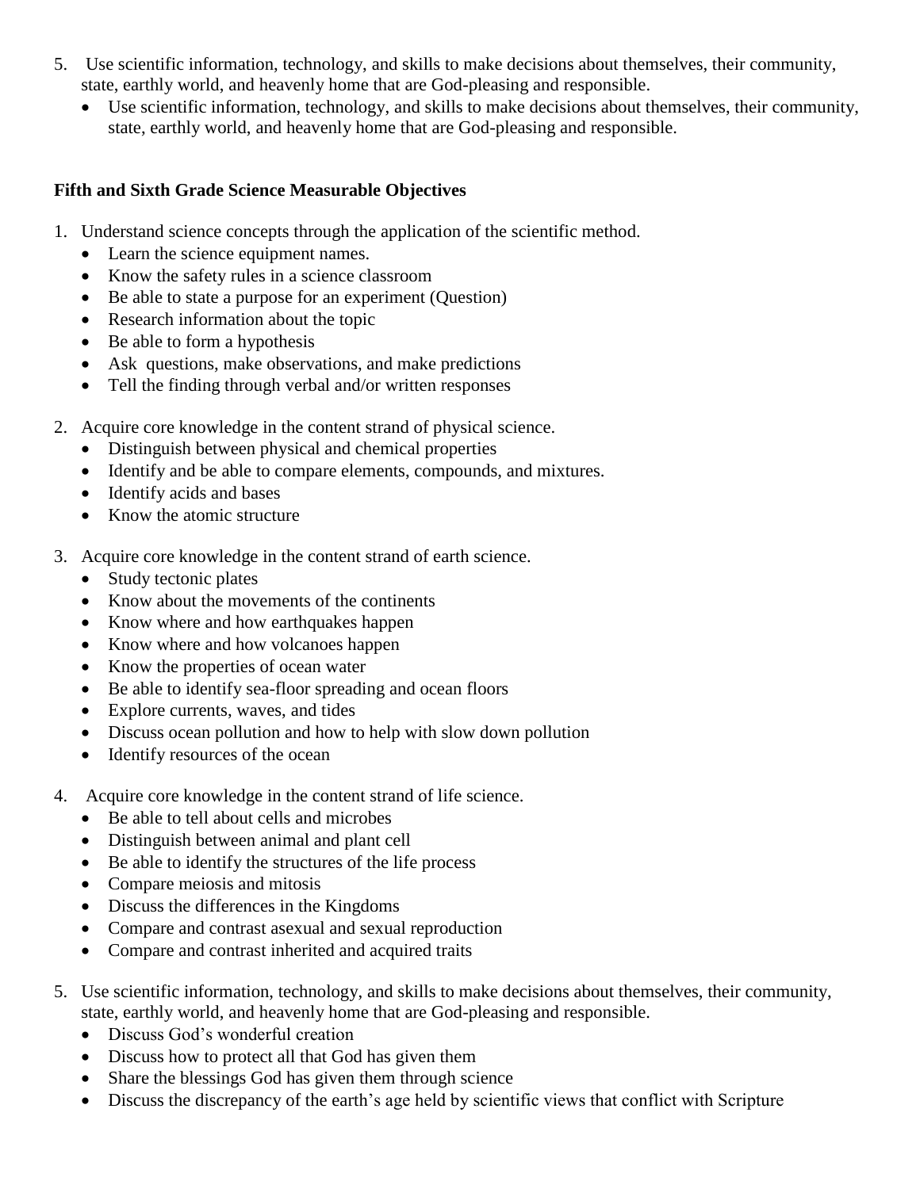5. Use scientific information, technology, and skills to make decisions about themselves, their community, state, earthly world, and heavenly home that are God-pleasing and responsible.
    - Use scientific information, technology, and skills to make decisions about themselves, their community, state, earthly world, and heavenly home that are God-pleasing and responsible.

**Fifth and Sixth Grade Science Measurable Objectives**

1. Understand science concepts through the application of the scientific method.
    - Learn the science equipment names.
    - Know the safety rules in a science classroom
    - Be able to state a purpose for an experiment (Question)
    - Research information about the topic
    - Be able to form a hypothesis
    - Ask questions, make observations, and make predictions
    - Tell the finding through verbal and/or written responses
2. Acquire core knowledge in the content strand of physical science.
    - Distinguish between physical and chemical properties
    - Identify and be able to compare elements, compounds, and mixtures.
    - Identify acids and bases
    - Know the atomic structure
3. Acquire core knowledge in the content strand of earth science.
    - Study tectonic plates
    - Know about the movements of the continents
    - Know where and how earthquakes happen
    - Know where and how volcanoes happen
    - Know the properties of ocean water
    - Be able to identify sea-floor spreading and ocean floors
    - Explore currents, waves, and tides
    - Discuss ocean pollution and how to help with slow down pollution
    - Identify resources of the ocean
4. Acquire core knowledge in the content strand of life science.
    - Be able to tell about cells and microbes
    - Distinguish between animal and plant cell
    - Be able to identify the structures of the life process
    - Compare meiosis and mitosis
    - Discuss the differences in the Kingdoms
    - Compare and contrast asexual and sexual reproduction
    - Compare and contrast inherited and acquired traits
5. Use scientific information, technology, and skills to make decisions about themselves, their community, state, earthly world, and heavenly home that are God-pleasing and responsible.
    - Discuss God's wonderful creation
    - Discuss how to protect all that God has given them
    - Share the blessings God has given them through science
    - Discuss the discrepancy of the earth's age held by scientific views that conflict with Scripture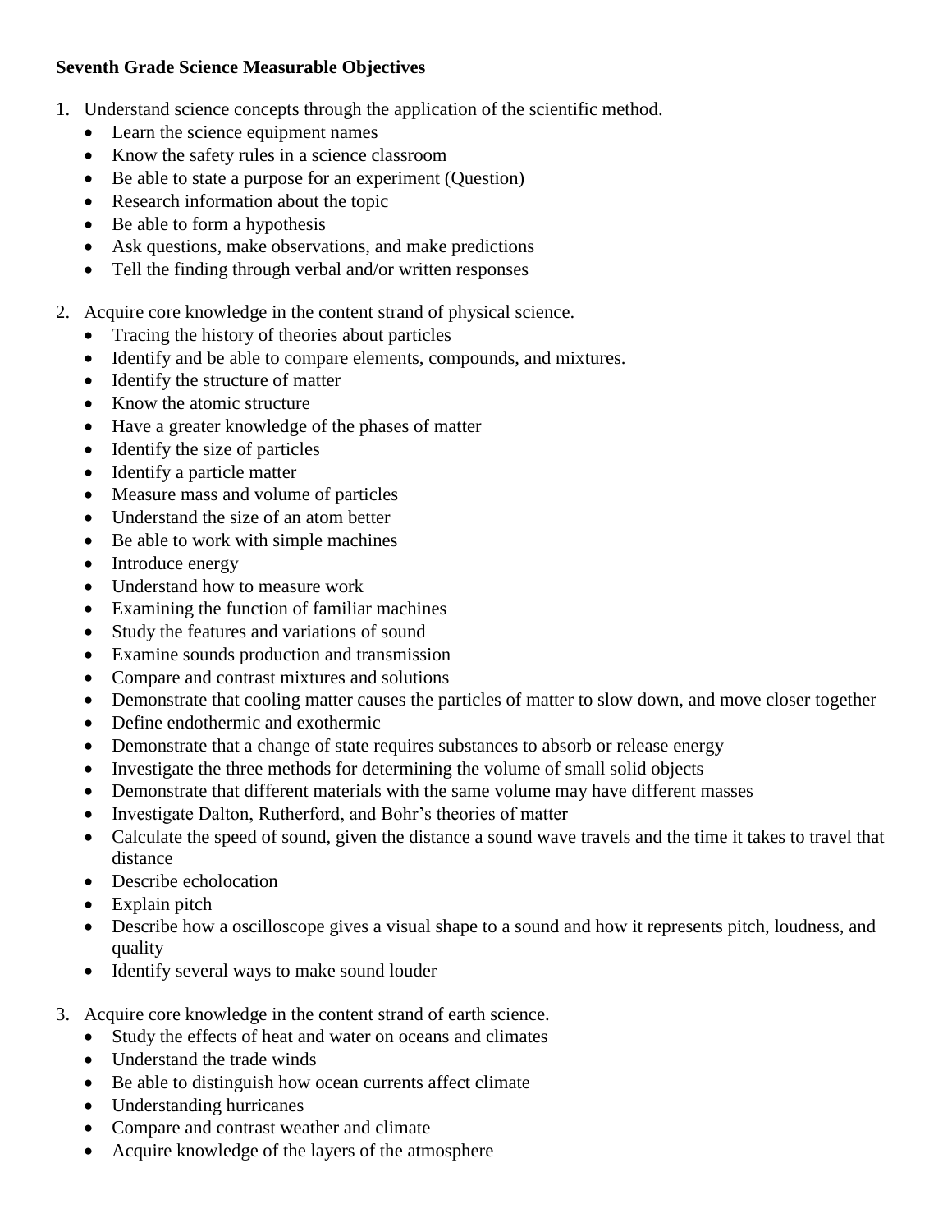**Seventh Grade Science Measurable Objectives**

1. Understand science concepts through the application of the scientific method.
   - Learn the science equipment names
   - Know the safety rules in a science classroom
   - Be able to state a purpose for an experiment (Question)
   - Research information about the topic
   - Be able to form a hypothesis
   - Ask questions, make observations, and make predictions
   - Tell the finding through verbal and/or written responses

2. Acquire core knowledge in the content strand of physical science.
   - Tracing the history of theories about particles
   - Identify and be able to compare elements, compounds, and mixtures.
   - Identify the structure of matter
   - Know the atomic structure
   - Have a greater knowledge of the phases of matter
   - Identify the size of particles
   - Identify a particle matter
   - Measure mass and volume of particles
   - Understand the size of an atom better
   - Be able to work with simple machines
   - Introduce energy
   - Understand how to measure work
   - Examining the function of familiar machines
   - Study the features and variations of sound
   - Examine sounds production and transmission
   - Compare and contrast mixtures and solutions
   - Demonstrate that cooling matter causes the particles of matter to slow down, and move closer together
   - Define endothermic and exothermic
   - Demonstrate that a change of state requires substances to absorb or release energy
   - Investigate the three methods for determining the volume of small solid objects
   - Demonstrate that different materials with the same volume may have different masses
   - Investigate Dalton, Rutherford, and Bohr's theories of matter
   - Calculate the speed of sound, given the distance a sound wave travels and the time it takes to travel that distance
   - Describe echolocation
   - Explain pitch
   - Describe how a oscilloscope gives a visual shape to a sound and how it represents pitch, loudness, and quality
   - Identify several ways to make sound louder

3. Acquire core knowledge in the content strand of earth science.
   - Study the effects of heat and water on oceans and climates
   - Understand the trade winds
   - Be able to distinguish how ocean currents affect climate
   - Understanding hurricanes
   - Compare and contrast weather and climate
   - Acquire knowledge of the layers of the atmosphere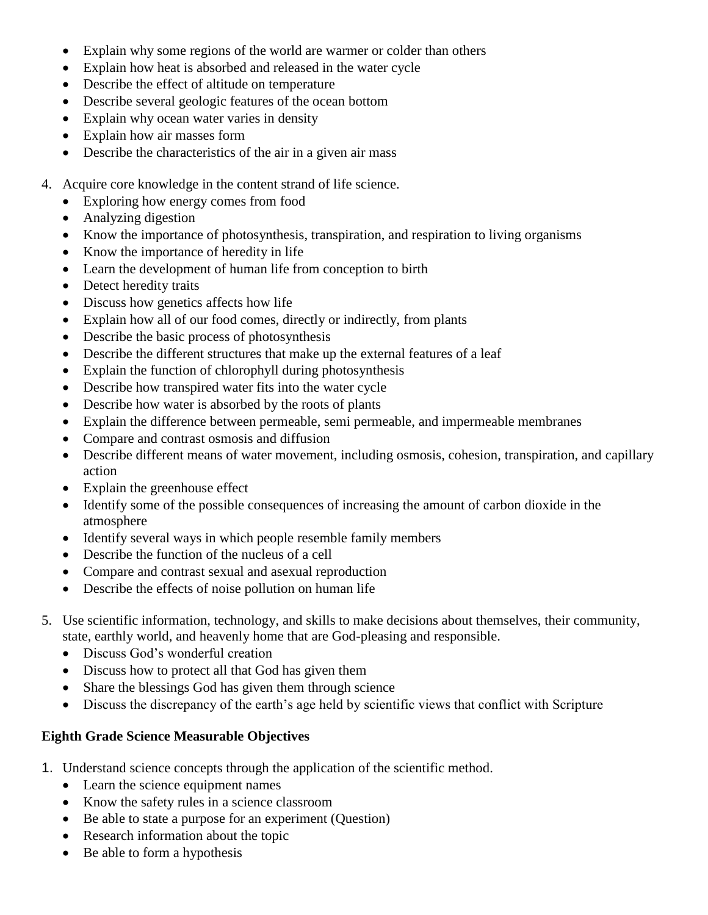- Explain why some regions of the world are warmer or colder than others
- Explain how heat is absorbed and released in the water cycle
- Describe the effect of altitude on temperature
- Describe several geologic features of the ocean bottom
- Explain why ocean water varies in density
- Explain how air masses form
- Describe the characteristics of the air in a given air mass

4. Acquire core knowledge in the content strand of life science.
   - Exploring how energy comes from food
   - Analyzing digestion
   - Know the importance of photosynthesis, transpiration, and respiration to living organisms
   - Know the importance of heredity in life
   - Learn the development of human life from conception to birth
   - Detect heredity traits
   - Discuss how genetics affects how life
   - Explain how all of our food comes, directly or indirectly, from plants
   - Describe the basic process of photosynthesis
   - Describe the different structures that make up the external features of a leaf
   - Explain the function of chlorophyll during photosynthesis
   - Describe how transpired water fits into the water cycle
   - Describe how water is absorbed by the roots of plants
   - Explain the difference between permeable, semi permeable, and impermeable membranes
   - Compare and contrast osmosis and diffusion
   - Describe different means of water movement, including osmosis, cohesion, transpiration, and capillary action
   - Explain the greenhouse effect
   - Identify some of the possible consequences of increasing the amount of carbon dioxide in the atmosphere
   - Identify several ways in which people resemble family members
   - Describe the function of the nucleus of a cell
   - Compare and contrast sexual and asexual reproduction
   - Describe the effects of noise pollution on human life

5. Use scientific information, technology, and skills to make decisions about themselves, their community, state, earthly world, and heavenly home that are God-pleasing and responsible.
   - Discuss God's wonderful creation
   - Discuss how to protect all that God has given them
   - Share the blessings God has given them through science
   - Discuss the discrepancy of the earth's age held by scientific views that conflict with Scripture

**Eighth Grade Science Measurable Objectives**

1. Understand science concepts through the application of the scientific method.
   - Learn the science equipment names
   - Know the safety rules in a science classroom
   - Be able to state a purpose for an experiment (Question)
   - Research information about the topic
   - Be able to form a hypothesis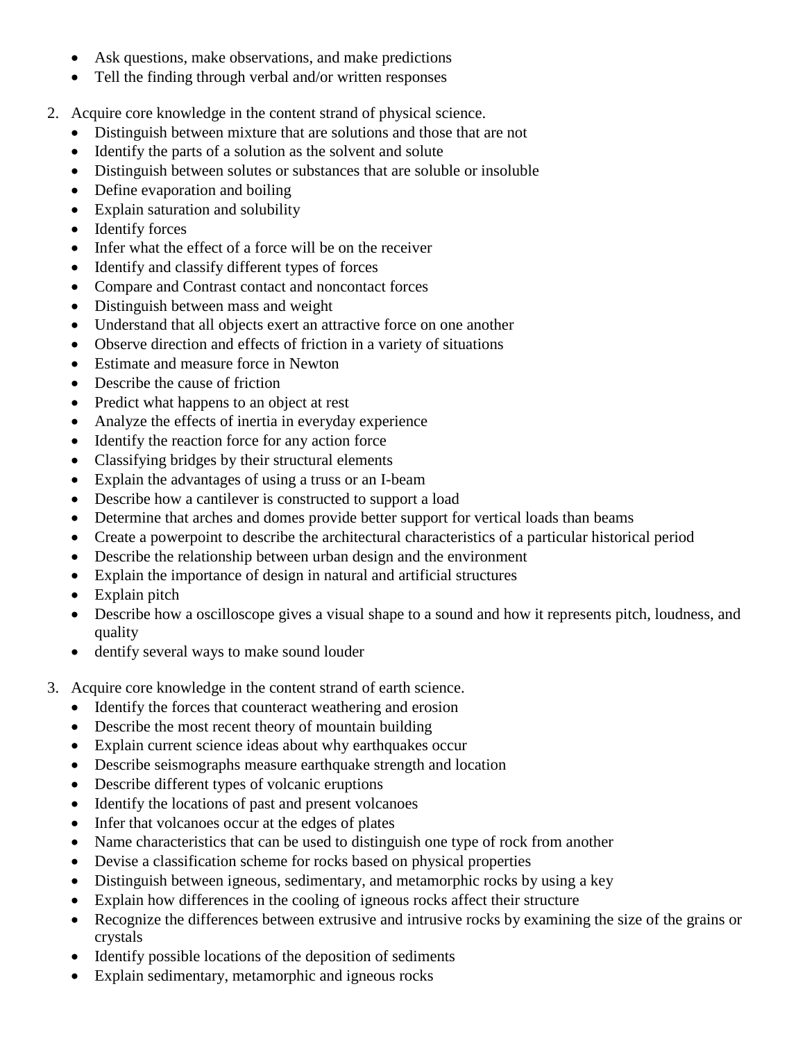- Ask questions, make observations, and make predictions
- Tell the finding through verbal and/or written responses

2. Acquire core knowledge in the content strand of physical science.
   - Distinguish between mixture that are solutions and those that are not
   - Identify the parts of a solution as the solvent and solute
   - Distinguish between solutes or substances that are soluble or insoluble
   - Define evaporation and boiling
   - Explain saturation and solubility
   - Identify forces
   - Infer what the effect of a force will be on the receiver
   - Identify and classify different types of forces
   - Compare and Contrast contact and noncontact forces
   - Distinguish between mass and weight
   - Understand that all objects exert an attractive force on one another
   - Observe direction and effects of friction in a variety of situations
   - Estimate and measure force in Newton
   - Describe the cause of friction
   - Predict what happens to an object at rest
   - Analyze the effects of inertia in everyday experience
   - Identify the reaction force for any action force
   - Classifying bridges by their structural elements
   - Explain the advantages of using a truss or an I-beam
   - Describe how a cantilever is constructed to support a load
   - Determine that arches and domes provide better support for vertical loads than beams
   - Create a powerpoint to describe the architectural characteristics of a particular historical period
   - Describe the relationship between urban design and the environment
   - Explain the importance of design in natural and artificial structures
   - Explain pitch
   - Describe how a oscilloscope gives a visual shape to a sound and how it represents pitch, loudness, and quality
   - dentify several ways to make sound louder

3. Acquire core knowledge in the content strand of earth science.
   - Identify the forces that counteract weathering and erosion
   - Describe the most recent theory of mountain building
   - Explain current science ideas about why earthquakes occur
   - Describe seismographs measure earthquake strength and location
   - Describe different types of volcanic eruptions
   - Identify the locations of past and present volcanoes
   - Infer that volcanoes occur at the edges of plates
   - Name characteristics that can be used to distinguish one type of rock from another
   - Devise a classification scheme for rocks based on physical properties
   - Distinguish between igneous, sedimentary, and metamorphic rocks by using a key
   - Explain how differences in the cooling of igneous rocks affect their structure
   - Recognize the differences between extrusive and intrusive rocks by examining the size of the grains or crystals
   - Identify possible locations of the deposition of sediments
   - Explain sedimentary, metamorphic and igneous rocks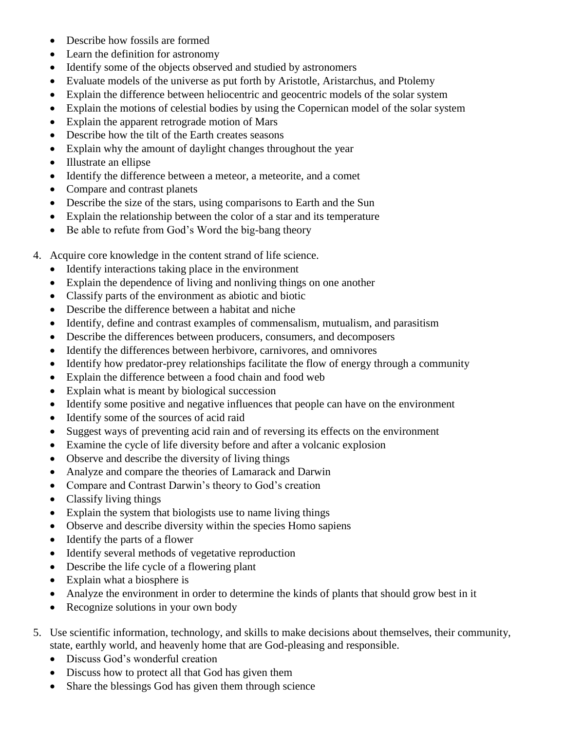- Describe how fossils are formed
- Learn the definition for astronomy
- Identify some of the objects observed and studied by astronomers
- Evaluate models of the universe as put forth by Aristotle, Aristarchus, and Ptolemy
- Explain the difference between heliocentric and geocentric models of the solar system
- Explain the motions of celestial bodies by using the Copernican model of the solar system
- Explain the apparent retrograde motion of Mars
- Describe how the tilt of the Earth creates seasons
- Explain why the amount of daylight changes throughout the year
- Illustrate an ellipse
- Identify the difference between a meteor, a meteorite, and a comet
- Compare and contrast planets
- Describe the size of the stars, using comparisons to Earth and the Sun
- Explain the relationship between the color of a star and its temperature
- Be able to refute from God's Word the big-bang theory

4. Acquire core knowledge in the content strand of life science.
   - Identify interactions taking place in the environment
   - Explain the dependence of living and nonliving things on one another
   - Classify parts of the environment as abiotic and biotic
   - Describe the difference between a habitat and niche
   - Identify, define and contrast examples of commensalism, mutualism, and parasitism
   - Describe the differences between producers, consumers, and decomposers
   - Identify the differences between herbivore, carnivores, and omnivores
   - Identify how predator-prey relationships facilitate the flow of energy through a community
   - Explain the difference between a food chain and food web
   - Explain what is meant by biological succession
   - Identify some positive and negative influences that people can have on the environment
   - Identify some of the sources of acid raid
   - Suggest ways of preventing acid rain and of reversing its effects on the environment
   - Examine the cycle of life diversity before and after a volcanic explosion
   - Observe and describe the diversity of living things
   - Analyze and compare the theories of Lamarack and Darwin
   - Compare and Contrast Darwin's theory to God's creation
   - Classify living things
   - Explain the system that biologists use to name living things
   - Observe and describe diversity within the species Homo sapiens
   - Identify the parts of a flower
   - Identify several methods of vegetative reproduction
   - Describe the life cycle of a flowering plant
   - Explain what a biosphere is
   - Analyze the environment in order to determine the kinds of plants that should grow best in it
   - Recognize solutions in your own body

5. Use scientific information, technology, and skills to make decisions about themselves, their community, state, earthly world, and heavenly home that are God-pleasing and responsible.
   - Discuss God's wonderful creation
   - Discuss how to protect all that God has given them
   - Share the blessings God has given them through science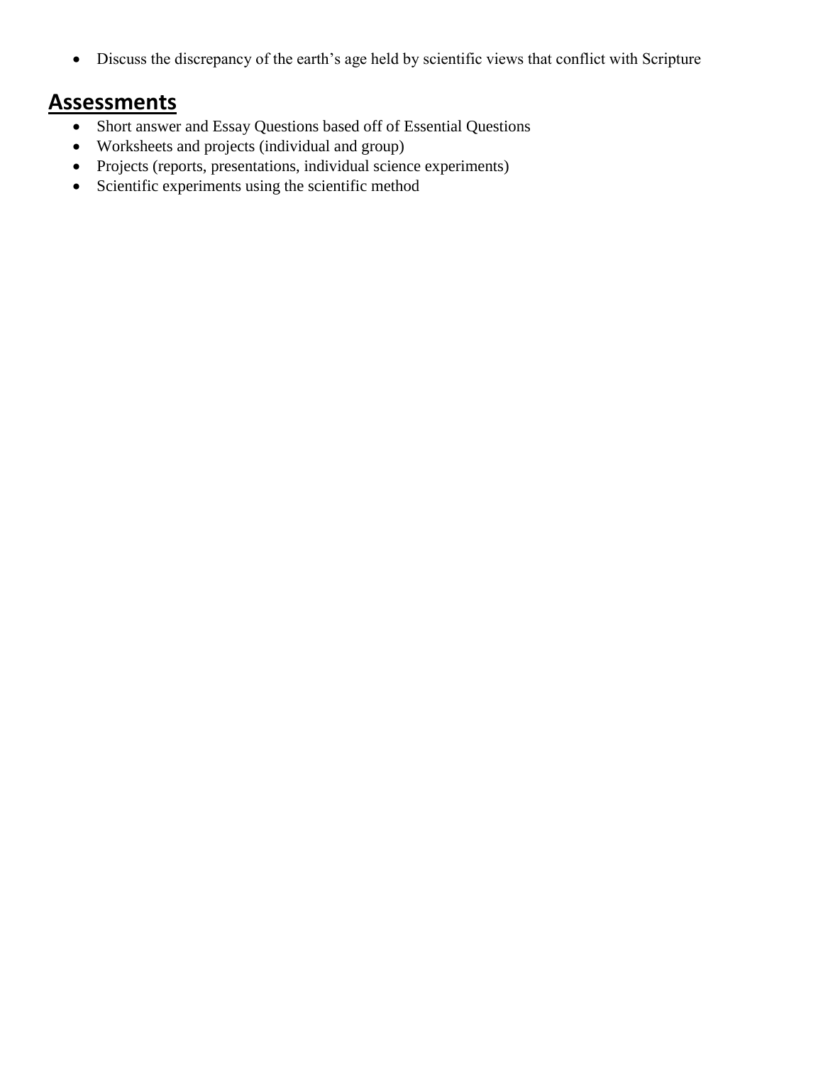- Discuss the discrepancy of the earth's age held by scientific views that conflict with Scripture

## Assessments

- Short answer and Essay Questions based off of Essential Questions
- Worksheets and projects (individual and group)
- Projects (reports, presentations, individual science experiments)
- Scientific experiments using the scientific method